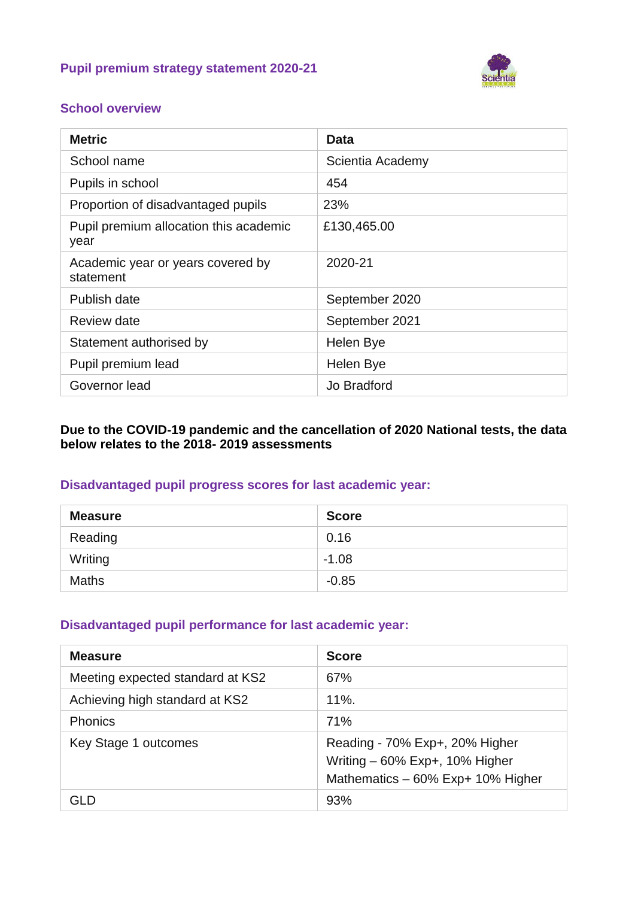# Pupil premium strategy statement 2020-21

## School overview

| Metric | Data |
|---|---|
| School name | Scientia Academy |
| Pupils in school | 454 |
| Proportion of disadvantaged pupils | 23% |
| Pupil premium allocation this academic year | £130,465.00 |
| Academic year or years covered by statement | 2020-21 |
| Publish date | September 2020 |
| Review date | September 2021 |
| Statement authorised by | Helen Bye |
| Pupil premium lead | Helen Bye |
| Governor lead | Jo Bradford |

**Due to the COVID-19 pandemic and the cancellation of 2020 National tests, the data below relates to the 2018- 2019 assessments**

## Disadvantaged pupil progress scores for last academic year:

| Measure | Score |
|---|---|
| Reading | 0.16 |
| Writing | -1.08 |
| Maths | -0.85 |

## Disadvantaged pupil performance for last academic year:

| Measure | Score |
|---|---|
| Meeting expected standard at KS2 | 67% |
| Achieving high standard at KS2 | 11%. |
| Phonics | 71% |
| Key Stage 1 outcomes | Reading - 70% Exp+, 20% Higher<br>Writing – 60% Exp+, 10% Higher<br>Mathematics – 60% Exp+ 10% Higher |
| GLD | 93% |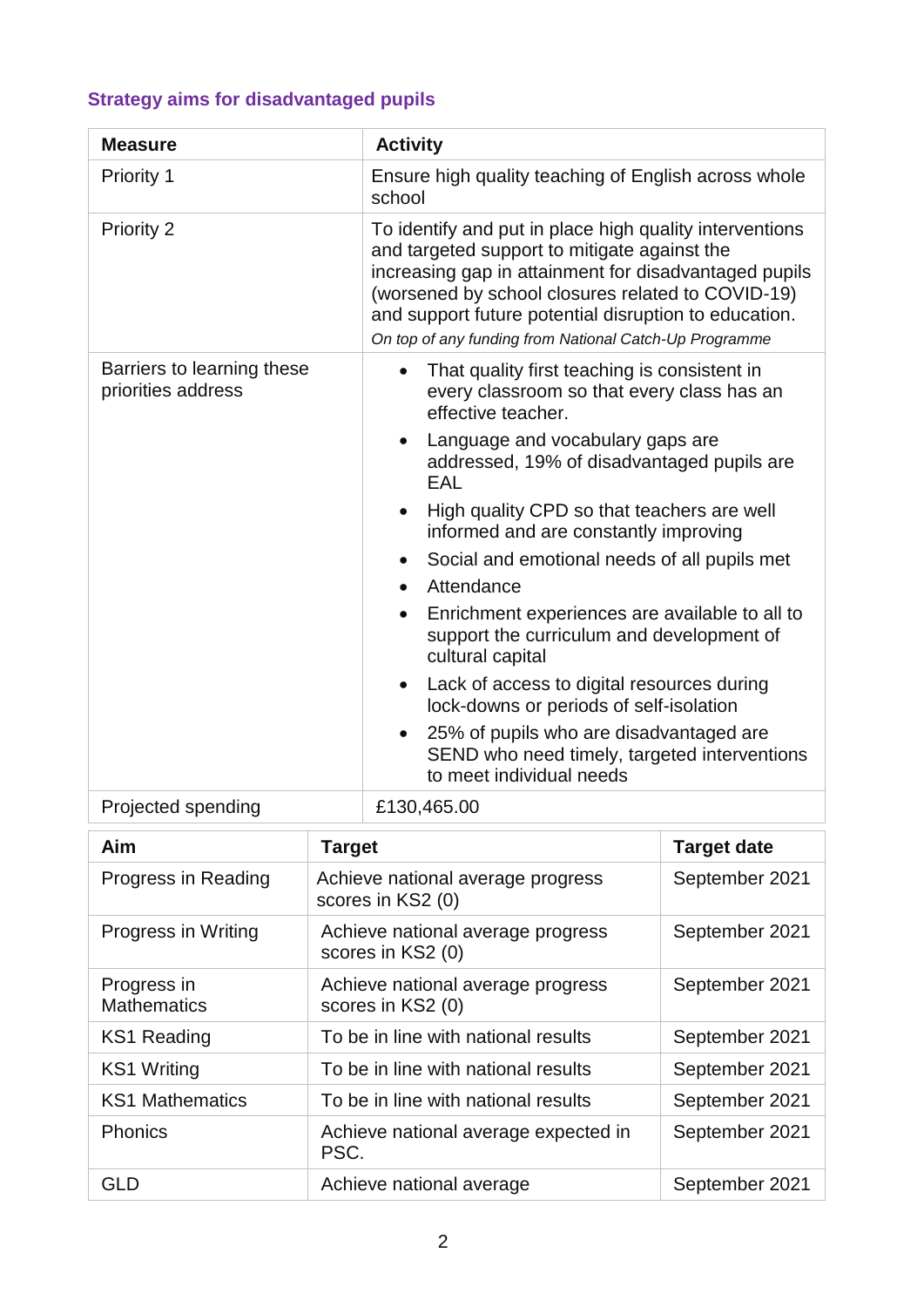### Strategy aims for disadvantaged pupils

| Measure | Activity |
|---|---|
| Priority 1 | Ensure high quality teaching of English across whole school |
| Priority 2 | To identify and put in place high quality interventions and targeted support to mitigate against the increasing gap in attainment for disadvantaged pupils (worsened by school closures related to COVID-19) and support future potential disruption to education. *On top of any funding from National Catch-Up Programme* |
| Barriers to learning these priorities address | • That quality first teaching is consistent in every classroom so that every class has an effective teacher.<br>• Language and vocabulary gaps are addressed, 19% of disadvantaged pupils are EAL<br>• High quality CPD so that teachers are well informed and are constantly improving<br>• Social and emotional needs of all pupils met<br>• Attendance<br>• Enrichment experiences are available to all to support the curriculum and development of cultural capital<br>• Lack of access to digital resources during lock-downs or periods of self-isolation<br>• 25% of pupils who are disadvantaged are SEND who need timely, targeted interventions to meet individual needs |
| Projected spending | £130,465.00 |

| Aim | Target | Target date |
|---|---|---|
| Progress in Reading | Achieve national average progress scores in KS2 (0) | September 2021 |
| Progress in Writing | Achieve national average progress scores in KS2 (0) | September 2021 |
| Progress in Mathematics | Achieve national average progress scores in KS2 (0) | September 2021 |
| KS1 Reading | To be in line with national results | September 2021 |
| KS1 Writing | To be in line with national results | September 2021 |
| KS1 Mathematics | To be in line with national results | September 2021 |
| Phonics | Achieve national average expected in PSC. | September 2021 |
| GLD | Achieve national average | September 2021 |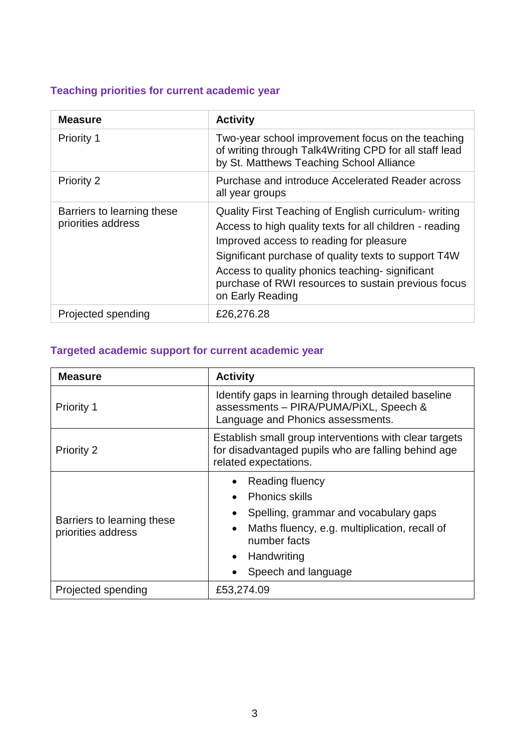### Teaching priorities for current academic year

| Measure | Activity |
|---|---|
| Priority 1 | Two-year school improvement focus on the teaching of writing through Talk4Writing CPD for all staff lead by St. Matthews Teaching School Alliance |
| Priority 2 | Purchase and introduce Accelerated Reader across all year groups |
| Barriers to learning these priorities address | Quality First Teaching of English curriculum- writing<br>Access to high quality texts for all children - reading<br>Improved access to reading for pleasure<br>Significant purchase of quality texts to support T4W<br>Access to quality phonics teaching- significant purchase of RWI resources to sustain previous focus on Early Reading |
| Projected spending | £26,276.28 |

### Targeted academic support for current academic year

| Measure | Activity |
|---|---|
| Priority 1 | Identify gaps in learning through detailed baseline assessments – PIRA/PUMA/PiXL, Speech & Language and Phonics assessments. |
| Priority 2 | Establish small group interventions with clear targets for disadvantaged pupils who are falling behind age related expectations. |
| Barriers to learning these priorities address | • Reading fluency<br>• Phonics skills<br>• Spelling, grammar and vocabulary gaps<br>• Maths fluency, e.g. multiplication, recall of number facts<br>• Handwriting<br>• Speech and language |
| Projected spending | £53,274.09 |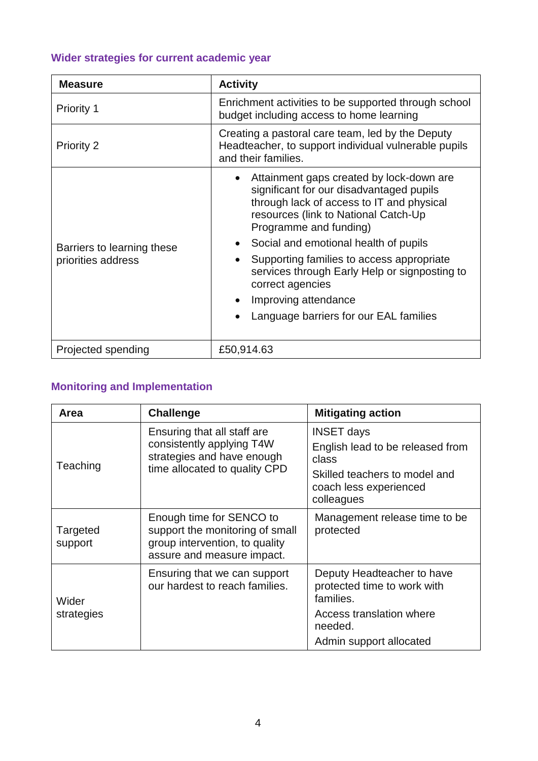### Wider strategies for current academic year

| Measure | Activity |
| --- | --- |
| Priority 1 | Enrichment activities to be supported through school budget including access to home learning |
| Priority 2 | Creating a pastoral care team, led by the Deputy Headteacher, to support individual vulnerable pupils and their families. |
| Barriers to learning these priorities address | • Attainment gaps created by lock-down are significant for our disadvantaged pupils through lack of access to IT and physical resources (link to National Catch-Up Programme and funding)<br>• Social and emotional health of pupils<br>• Supporting families to access appropriate services through Early Help or signposting to correct agencies<br>• Improving attendance<br>• Language barriers for our EAL families |
| Projected spending | £50,914.63 |

### Monitoring and Implementation

| Area | Challenge | Mitigating action |
| --- | --- | --- |
| Teaching | Ensuring that all staff are consistently applying T4W strategies and have enough time allocated to quality CPD | INSET days<br>English lead to be released from class<br>Skilled teachers to model and coach less experienced colleagues |
| Targeted support | Enough time for SENCO to support the monitoring of small group intervention, to quality assure and measure impact. | Management release time to be protected |
| Wider strategies | Ensuring that we can support our hardest to reach families. | Deputy Headteacher to have protected time to work with families.<br>Access translation where needed.<br>Admin support allocated |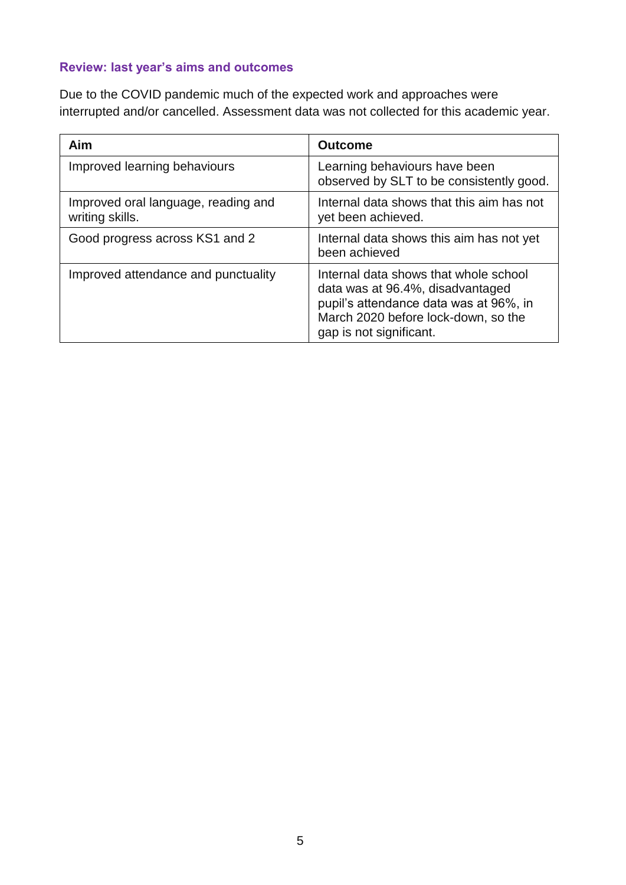### Review: last year's aims and outcomes

Due to the COVID pandemic much of the expected work and approaches were interrupted and/or cancelled. Assessment data was not collected for this academic year.

| Aim | Outcome |
|---|---|
| Improved learning behaviours | Learning behaviours have been observed by SLT to be consistently good. |
| Improved oral language, reading and writing skills. | Internal data shows that this aim has not yet been achieved. |
| Good progress across KS1 and 2 | Internal data shows this aim has not yet been achieved |
| Improved attendance and punctuality | Internal data shows that whole school data was at 96.4%, disadvantaged pupil's attendance data was at 96%, in March 2020 before lock-down, so the gap is not significant. |